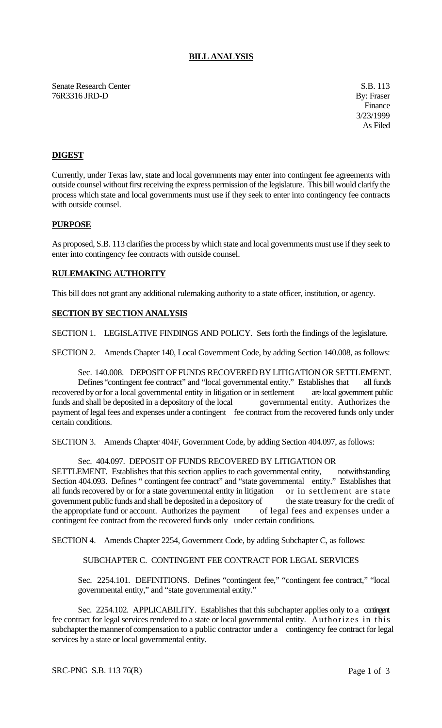## BILL ANALYSIS

Senate Research Center
76R3316 JRD-D

S.B. 113
By: Fraser
Finance
3/23/1999
As Filed

### DIGEST

Currently, under Texas law, state and local governments may enter into contingent fee agreements with outside counsel without first receiving the express permission of the legislature. This bill would clarify the process which state and local governments must use if they seek to enter into contingency fee contracts with outside counsel.

### PURPOSE

As proposed, S.B. 113 clarifies the process by which state and local governments must use if they seek to enter into contingency fee contracts with outside counsel.

### RULEMAKING AUTHORITY

This bill does not grant any additional rulemaking authority to a state officer, institution, or agency.

### SECTION BY SECTION ANALYSIS

SECTION 1. LEGISLATIVE FINDINGS AND POLICY. Sets forth the findings of the legislature.

SECTION 2. Amends Chapter 140, Local Government Code, by adding Section 140.008, as follows:

Sec. 140.008. DEPOSIT OF FUNDS RECOVERED BY LITIGATION OR SETTLEMENT. Defines "contingent fee contract" and "local governmental entity." Establishes that all funds recovered by or for a local governmental entity in litigation or in settlement are local government public funds and shall be deposited in a depository of the local governmental entity. Authorizes the payment of legal fees and expenses under a contingent fee contract from the recovered funds only under certain conditions.

SECTION 3. Amends Chapter 404F, Government Code, by adding Section 404.097, as follows:

Sec. 404.097. DEPOSIT OF FUNDS RECOVERED BY LITIGATION OR SETTLEMENT. Establishes that this section applies to each governmental entity, notwithstanding Section 404.093. Defines " contingent fee contract" and "state governmental entity." Establishes that all funds recovered by or for a state governmental entity in litigation or in settlement are state government public funds and shall be deposited in a depository of the state treasury for the credit of the appropriate fund or account. Authorizes the payment of legal fees and expenses under a contingent fee contract from the recovered funds only under certain conditions.

SECTION 4. Amends Chapter 2254, Government Code, by adding Subchapter C, as follows:

SUBCHAPTER C. CONTINGENT FEE CONTRACT FOR LEGAL SERVICES

Sec. 2254.101. DEFINITIONS. Defines "contingent fee," "contingent fee contract," "local governmental entity," and "state governmental entity."

Sec. 2254.102. APPLICABILITY. Establishes that this subchapter applies only to a contingent fee contract for legal services rendered to a state or local governmental entity. Authorizes in this subchapter the manner of compensation to a public contractor under a contingency fee contract for legal services by a state or local governmental entity.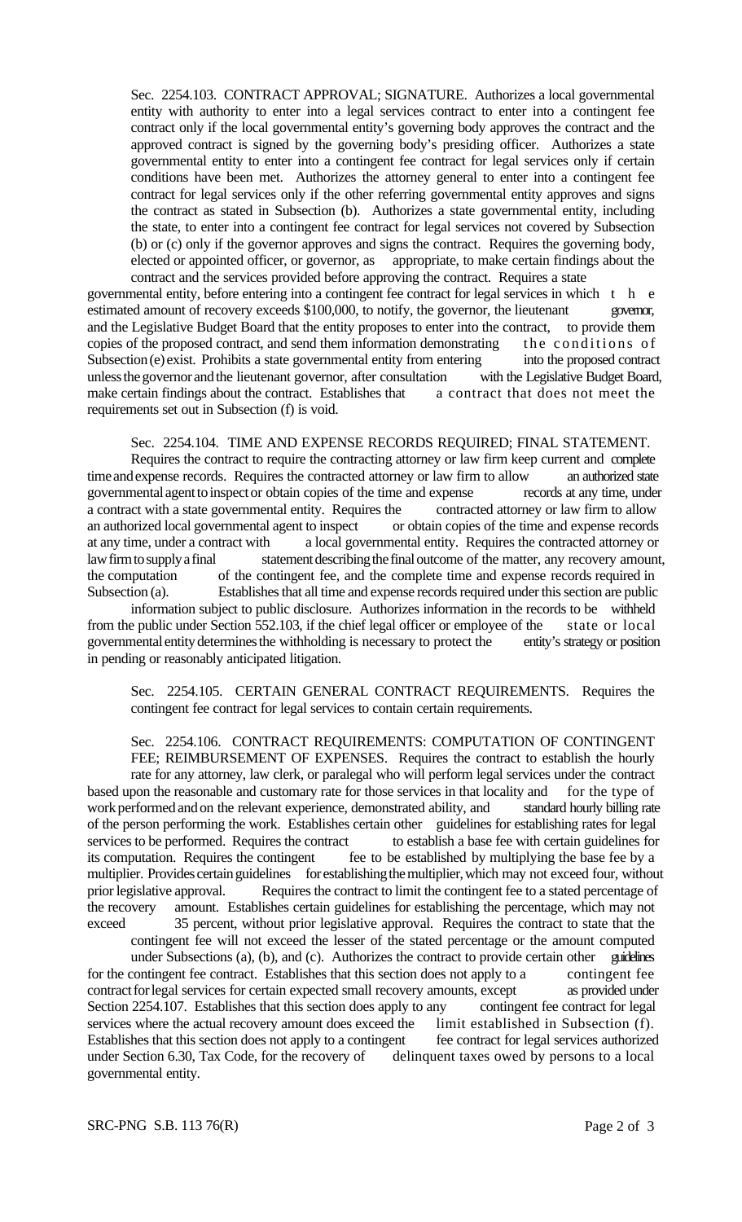Sec. 2254.103. CONTRACT APPROVAL; SIGNATURE. Authorizes a local governmental entity with authority to enter into a legal services contract to enter into a contingent fee contract only if the local governmental entity's governing body approves the contract and the approved contract is signed by the governing body's presiding officer. Authorizes a state governmental entity to enter into a contingent fee contract for legal services only if certain conditions have been met. Authorizes the attorney general to enter into a contingent fee contract for legal services only if the other referring governmental entity approves and signs the contract as stated in Subsection (b). Authorizes a state governmental entity, including the state, to enter into a contingent fee contract for legal services not covered by Subsection (b) or (c) only if the governor approves and signs the contract. Requires the governing body, elected or appointed officer, or governor, as appropriate, to make certain findings about the contract and the services provided before approving the contract. Requires a state governmental entity, before entering into a contingent fee contract for legal services in which the estimated amount of recovery exceeds $100,000, to notify, the governor, the lieutenant governor, and the Legislative Budget Board that the entity proposes to enter into the contract, to provide them copies of the proposed contract, and send them information demonstrating the conditions of Subsection (e) exist. Prohibits a state governmental entity from entering into the proposed contract unless the governor and the lieutenant governor, after consultation with the Legislative Budget Board, make certain findings about the contract. Establishes that a contract that does not meet the requirements set out in Subsection (f) is void.

Sec. 2254.104. TIME AND EXPENSE RECORDS REQUIRED; FINAL STATEMENT. Requires the contract to require the contracting attorney or law firm keep current and complete time and expense records. Requires the contracted attorney or law firm to allow an authorized state governmental agent to inspect or obtain copies of the time and expense records at any time, under a contract with a state governmental entity. Requires the contracted attorney or law firm to allow an authorized local governmental agent to inspect or obtain copies of the time and expense records at any time, under a contract with a local governmental entity. Requires the contracted attorney or law firm to supply a final statement describing the final outcome of the matter, any recovery amount, the computation of the contingent fee, and the complete time and expense records required in Subsection (a). Establishes that all time and expense records required under this section are public information subject to public disclosure. Authorizes information in the records to be withheld from the public under Section 552.103, if the chief legal officer or employee of the state or local governmental entity determines the withholding is necessary to protect the entity's strategy or position in pending or reasonably anticipated litigation.

Sec. 2254.105. CERTAIN GENERAL CONTRACT REQUIREMENTS. Requires the contingent fee contract for legal services to contain certain requirements.

Sec. 2254.106. CONTRACT REQUIREMENTS: COMPUTATION OF CONTINGENT FEE; REIMBURSEMENT OF EXPENSES. Requires the contract to establish the hourly rate for any attorney, law clerk, or paralegal who will perform legal services under the contract based upon the reasonable and customary rate for those services in that locality and for the type of work performed and on the relevant experience, demonstrated ability, and standard hourly billing rate of the person performing the work. Establishes certain other guidelines for establishing rates for legal services to be performed. Requires the contract to establish a base fee with certain guidelines for its computation. Requires the contingent fee to be established by multiplying the base fee by a multiplier. Provides certain guidelines for establishing the multiplier, which may not exceed four, without prior legislative approval. Requires the contract to limit the contingent fee to a stated percentage of the recovery amount. Establishes certain guidelines for establishing the percentage, which may not exceed 35 percent, without prior legislative approval. Requires the contract to state that the contingent fee will not exceed the lesser of the stated percentage or the amount computed under Subsections (a), (b), and (c). Authorizes the contract to provide certain other guidelines for the contingent fee contract. Establishes that this section does not apply to a contingent fee contract for legal services for certain expected small recovery amounts, except as provided under Section 2254.107. Establishes that this section does apply to any contingent fee contract for legal services where the actual recovery amount does exceed the limit established in Subsection (f). Establishes that this section does not apply to a contingent fee contract for legal services authorized under Section 6.30, Tax Code, for the recovery of delinquent taxes owed by persons to a local governmental entity.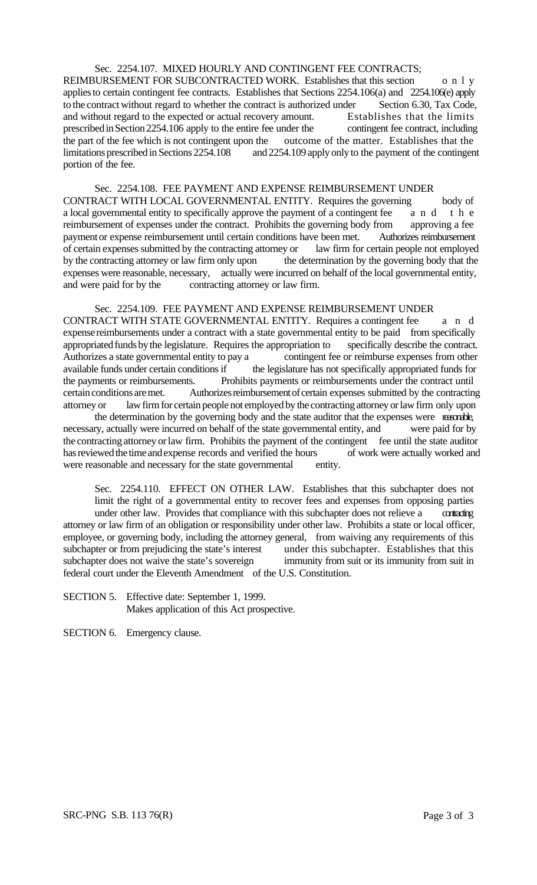Sec. 2254.107. MIXED HOURLY AND CONTINGENT FEE CONTRACTS; REIMBURSEMENT FOR SUBCONTRACTED WORK. Establishes that this section only applies to certain contingent fee contracts. Establishes that Sections 2254.106(a) and 2254.106(e) apply to the contract without regard to whether the contract is authorized under Section 6.30, Tax Code, and without regard to the expected or actual recovery amount. Establishes that the limits prescribed in Section 2254.106 apply to the entire fee under the contingent fee contract, including the part of the fee which is not contingent upon the outcome of the matter. Establishes that the limitations prescribed in Sections 2254.108 and 2254.109 apply only to the payment of the contingent portion of the fee.

Sec. 2254.108. FEE PAYMENT AND EXPENSE REIMBURSEMENT UNDER CONTRACT WITH LOCAL GOVERNMENTAL ENTITY. Requires the governing body of a local governmental entity to specifically approve the payment of a contingent fee and the reimbursement of expenses under the contract. Prohibits the governing body from approving a fee payment or expense reimbursement until certain conditions have been met. Authorizes reimbursement of certain expenses submitted by the contracting attorney or law firm for certain people not employed by the contracting attorney or law firm only upon the determination by the governing body that the expenses were reasonable, necessary, actually were incurred on behalf of the local governmental entity, and were paid for by the contracting attorney or law firm.

Sec. 2254.109. FEE PAYMENT AND EXPENSE REIMBURSEMENT UNDER CONTRACT WITH STATE GOVERNMENTAL ENTITY. Requires a contingent fee and expense reimbursements under a contract with a state governmental entity to be paid from specifically appropriated funds by the legislature. Requires the appropriation to specifically describe the contract. Authorizes a state governmental entity to pay a contingent fee or reimburse expenses from other available funds under certain conditions if the legislature has not specifically appropriated funds for the payments or reimbursements. Prohibits payments or reimbursements under the contract until certain conditions are met. Authorizes reimbursement of certain expenses submitted by the contracting attorney or law firm for certain people not employed by the contracting attorney or law firm only upon the determination by the governing body and the state auditor that the expenses were reasonable, necessary, actually were incurred on behalf of the state governmental entity, and were paid for by the contracting attorney or law firm. Prohibits the payment of the contingent fee until the state auditor has reviewed the time and expense records and verified the hours of work were actually worked and were reasonable and necessary for the state governmental entity.

Sec. 2254.110. EFFECT ON OTHER LAW. Establishes that this subchapter does not limit the right of a governmental entity to recover fees and expenses from opposing parties under other law. Provides that compliance with this subchapter does not relieve a contracting attorney or law firm of an obligation or responsibility under other law. Prohibits a state or local officer, employee, or governing body, including the attorney general, from waiving any requirements of this subchapter or from prejudicing the state's interest under this subchapter. Establishes that this subchapter does not waive the state's sovereign immunity from suit or its immunity from suit in federal court under the Eleventh Amendment of the U.S. Constitution.

SECTION 5. Effective date: September 1, 1999.
Makes application of this Act prospective.

SECTION 6. Emergency clause.